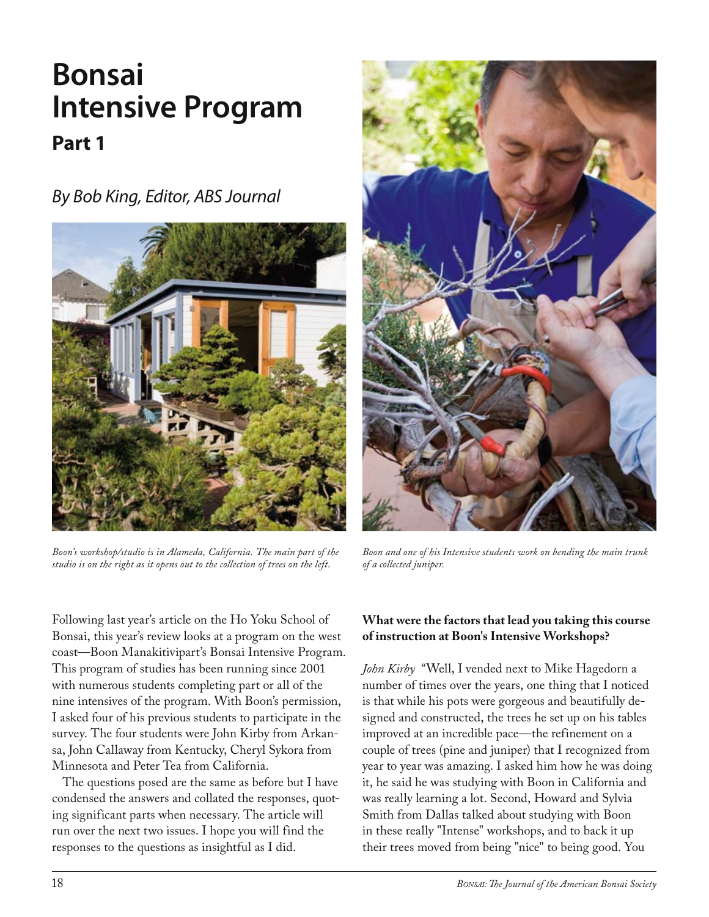# Bonsai Intensive Program

## Part 1

*By Bob King, Editor, ABS Journal*

*Boon's workshop/studio is in Alameda, California. The main part of the studio is on the right as it opens out to the collection of trees on the left.*

*Boon and one of his Intensive students work on bending the main trunk of a collected juniper.*

Following last year's article on the Ho Yoku School of Bonsai, this year's review looks at a program on the west coast—Boon Manakitivipart's Bonsai Intensive Program. This program of studies has been running since 2001 with numerous students completing part or all of the nine intensives of the program. With Boon's permission, I asked four of his previous students to participate in the survey. The four students were John Kirby from Arkansa, John Callaway from Kentucky, Cheryl Sykora from Minnesota and Peter Tea from California.

The questions posed are the same as before but I have condensed the answers and collated the responses, quoting significant parts when necessary. The article will run over the next two issues. I hope you will find the responses to the questions as insightful as I did.

**What were the factors that lead you taking this course of instruction at Boon's Intensive Workshops?**

*John Kirby* "Well, I vended next to Mike Hagedorn a number of times over the years, one thing that I noticed is that while his pots were gorgeous and beautifully designed and constructed, the trees he set up on his tables improved at an incredible pace—the refinement on a couple of trees (pine and juniper) that I recognized from year to year was amazing. I asked him how he was doing it, he said he was studying with Boon in California and was really learning a lot. Second, Howard and Sylvia Smith from Dallas talked about studying with Boon in these really "Intense" workshops, and to back it up their trees moved from being "nice" to being good. You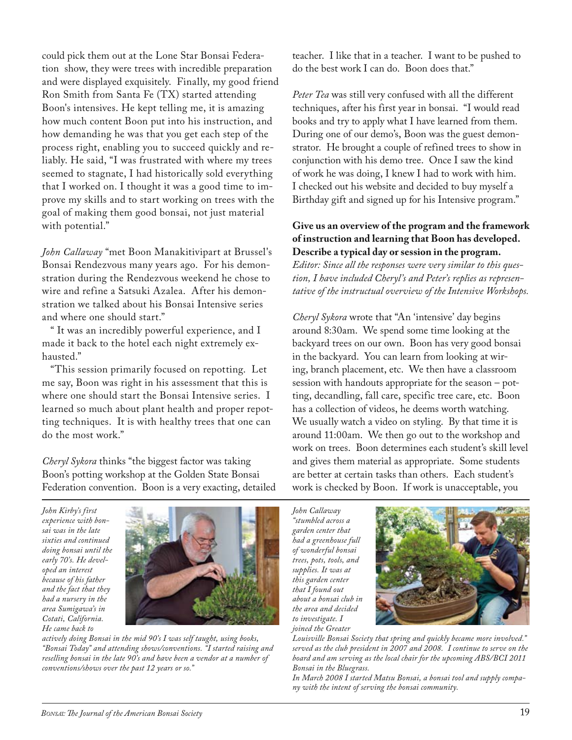could pick them out at the Lone Star Bonsai Federation show, they were trees with incredible preparation and were displayed exquisitely. Finally, my good friend Ron Smith from Santa Fe (TX) started attending Boon's intensives. He kept telling me, it is amazing how much content Boon put into his instruction, and how demanding he was that you get each step of the process right, enabling you to succeed quickly and reliably. He said, "I was frustrated with where my trees seemed to stagnate, I had historically sold everything that I worked on. I thought it was a good time to improve my skills and to start working on trees with the goal of making them good bonsai, not just material with potential."

*John Callaway* "met Boon Manakitivipart at Brussel's Bonsai Rendezvous many years ago. For his demonstration during the Rendezvous weekend he chose to wire and refine a Satsuki Azalea. After his demonstration we talked about his Bonsai Intensive series and where one should start."

" It was an incredibly powerful experience, and I made it back to the hotel each night extremely exhausted."

"This session primarily focused on repotting. Let me say, Boon was right in his assessment that this is where one should start the Bonsai Intensive series. I learned so much about plant health and proper repotting techniques. It is with healthy trees that one can do the most work."

*Cheryl Sykora* thinks "the biggest factor was taking Boon's potting workshop at the Golden State Bonsai Federation convention. Boon is a very exacting, detailed teacher. I like that in a teacher. I want to be pushed to do the best work I can do. Boon does that."

*Peter Tea* was still very confused with all the different techniques, after his first year in bonsai. "I would read books and try to apply what I have learned from them. During one of our demo's, Boon was the guest demonstrator. He brought a couple of refined trees to show in conjunction with his demo tree. Once I saw the kind of work he was doing, I knew I had to work with him. I checked out his website and decided to buy myself a Birthday gift and signed up for his Intensive program."

**Give us an overview of the program and the framework of instruction and learning that Boon has developed. Describe a typical day or session in the program.**

*Editor: Since all the responses were very similar to this question, I have included Cheryl's and Peter's replies as representative of the instructual overview of the Intensive Workshops.*

*Cheryl Sykora* wrote that "An 'intensive' day begins around 8:30am. We spend some time looking at the backyard trees on our own. Boon has very good bonsai in the backyard. You can learn from looking at wiring, branch placement, etc. We then have a classroom session with handouts appropriate for the season – potting, decandling, fall care, specific tree care, etc. Boon has a collection of videos, he deems worth watching. We usually watch a video on styling. By that time it is around 11:00am. We then go out to the workshop and work on trees. Boon determines each student's skill level and gives them material as appropriate. Some students are better at certain tasks than others. Each student's work is checked by Boon. If work is unacceptable, you

*John Kirby's first experience with bonsai was in the late sixties and continued doing bonsai until the early 70's. He developed an interest because of his father and the fact that they had a nursery in the area Sumigawa's in Cotati, California. He came back to actively doing Bonsai in the mid 90's I was self taught, using books, "Bonsai Today" and attending shows/conventions. "I started raising and reselling bonsai in the late 90's and have been a vendor at a number of conventions/shows over the past 12 years or so."*

*John Callaway "stumbled across a garden center that had a greenhouse full of wonderful bonsai trees, pots, tools, and supplies. It was at this garden center that I found out about a bonsai club in the area and decided to investigate. I joined the Greater Louisville Bonsai Society that spring and quickly became more involved." served as the club president in 2007 and 2008. I continue to serve on the board and am serving as the local chair for the upcoming ABS/BCI 2011 Bonsai in the Bluegrass.*

*In March 2008 I started Matsu Bonsai, a bonsai tool and supply company with the intent of serving the bonsai community.*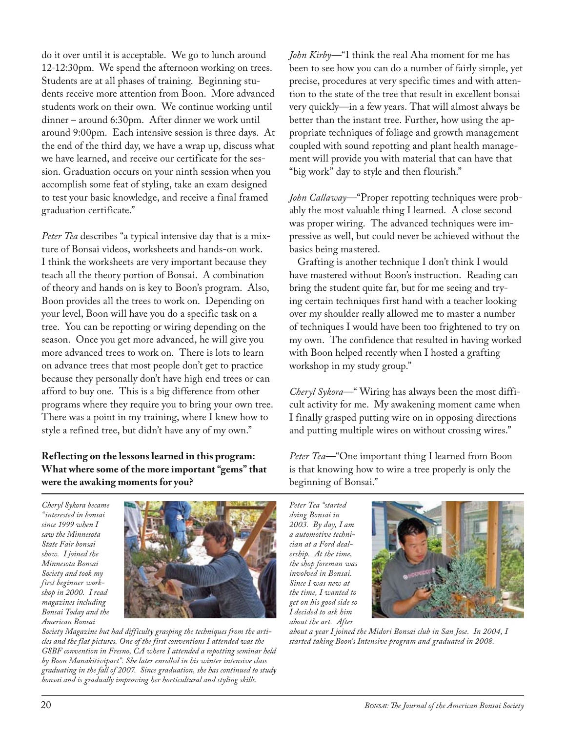do it over until it is acceptable. We go to lunch around 12-12:30pm. We spend the afternoon working on trees. Students are at all phases of training. Beginning students receive more attention from Boon. More advanced students work on their own. We continue working until dinner – around 6:30pm. After dinner we work until around 9:00pm. Each intensive session is three days. At the end of the third day, we have a wrap up, discuss what we have learned, and receive our certificate for the session. Graduation occurs on your ninth session when you accomplish some feat of styling, take an exam designed to test your basic knowledge, and receive a final framed graduation certificate."

*Peter Tea* describes "a typical intensive day that is a mixture of Bonsai videos, worksheets and hands-on work. I think the worksheets are very important because they teach all the theory portion of Bonsai. A combination of theory and hands on is key to Boon's program. Also, Boon provides all the trees to work on. Depending on your level, Boon will have you do a specific task on a tree. You can be repotting or wiring depending on the season. Once you get more advanced, he will give you more advanced trees to work on. There is lots to learn on advance trees that most people don't get to practice because they personally don't have high end trees or can afford to buy one. This is a big difference from other programs where they require you to bring your own tree. There was a point in my training, where I knew how to style a refined tree, but didn't have any of my own."

**Reflecting on the lessons learned in this program: What where some of the more important "gems" that were the awaking moments for you?**

*John Kirby*—"I think the real Aha moment for me has been to see how you can do a number of fairly simple, yet precise, procedures at very specific times and with attention to the state of the tree that result in excellent bonsai very quickly—in a few years. That will almost always be better than the instant tree. Further, how using the appropriate techniques of foliage and growth management coupled with sound repotting and plant health management will provide you with material that can have that "big work" day to style and then flourish."

*John Callaway*—"Proper repotting techniques were probably the most valuable thing I learned. A close second was proper wiring. The advanced techniques were impressive as well, but could never be achieved without the basics being mastered.

Grafting is another technique I don't think I would have mastered without Boon's instruction. Reading can bring the student quite far, but for me seeing and trying certain techniques first hand with a teacher looking over my shoulder really allowed me to master a number of techniques I would have been too frightened to try on my own. The confidence that resulted in having worked with Boon helped recently when I hosted a grafting workshop in my study group."

*Cheryl Sykora*—" Wiring has always been the most difficult activity for me. My awakening moment came when I finally grasped putting wire on in opposing directions and putting multiple wires on without crossing wires."

*Peter Tea*—"One important thing I learned from Boon is that knowing how to wire a tree properly is only the beginning of Bonsai."

*Cheryl Sykora became "interested in bonsai since 1999 when I saw the Minnesota State Fair bonsai show. I joined the Minnesota Bonsai Society and took my first beginner workshop in 2000. I read magazines including Bonsai Today and the American Bonsai Society Magazine but had difficulty grasping the techniques from the articles and the flat pictures. One of the first conventions I attended was the GSBF convention in Fresno, CA where I attended a repotting seminar held by Boon Manakitivipart". She later enrolled in his winter intensive class graduating in the fall of 2007. Since graduation, she has continued to study bonsai and is gradually improving her horticultural and styling skills.*

*Peter Tea "started doing Bonsai in 2003. By day, I am a automotive technician at a Ford dealership. At the time, the shop foreman was involved in Bonsai. Since I was new at the time, I wanted to get on his good side so I decided to ask him about the art. After about a year I joined the Midori Bonsai club in San Jose. In 2004, I started taking Boon's Intensive program and graduated in 2008.*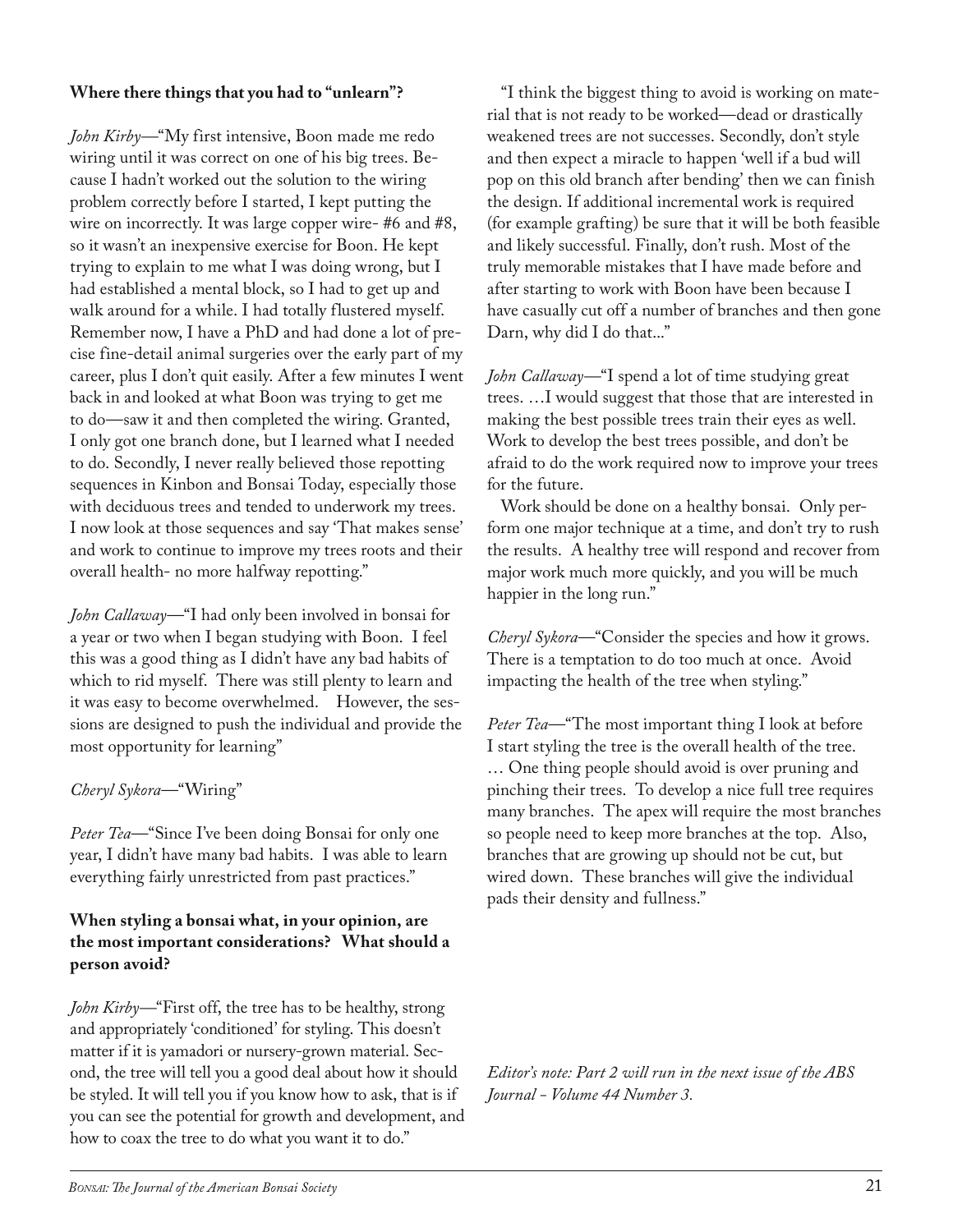**Where there things that you had to "unlearn"?**

*John Kirby*—"My first intensive, Boon made me redo wiring until it was correct on one of his big trees. Because I hadn't worked out the solution to the wiring problem correctly before I started, I kept putting the wire on incorrectly. It was large copper wire- #6 and #8, so it wasn't an inexpensive exercise for Boon. He kept trying to explain to me what I was doing wrong, but I had established a mental block, so I had to get up and walk around for a while. I had totally flustered myself. Remember now, I have a PhD and had done a lot of precise fine-detail animal surgeries over the early part of my career, plus I don't quit easily. After a few minutes I went back in and looked at what Boon was trying to get me to do—saw it and then completed the wiring. Granted, I only got one branch done, but I learned what I needed to do. Secondly, I never really believed those repotting sequences in Kinbon and Bonsai Today, especially those with deciduous trees and tended to underwork my trees. I now look at those sequences and say 'That makes sense' and work to continue to improve my trees roots and their overall health- no more halfway repotting."

*John Callaway*—"I had only been involved in bonsai for a year or two when I began studying with Boon. I feel this was a good thing as I didn't have any bad habits of which to rid myself. There was still plenty to learn and it was easy to become overwhelmed. However, the sessions are designed to push the individual and provide the most opportunity for learning"

*Cheryl Sykora*—"Wiring"

*Peter Tea*—"Since I've been doing Bonsai for only one year, I didn't have many bad habits. I was able to learn everything fairly unrestricted from past practices."

**When styling a bonsai what, in your opinion, are the most important considerations? What should a person avoid?**

*John Kirby*—"First off, the tree has to be healthy, strong and appropriately 'conditioned' for styling. This doesn't matter if it is yamadori or nursery-grown material. Second, the tree will tell you a good deal about how it should be styled. It will tell you if you know how to ask, that is if you can see the potential for growth and development, and how to coax the tree to do what you want it to do."

"I think the biggest thing to avoid is working on material that is not ready to be worked—dead or drastically weakened trees are not successes. Secondly, don't style and then expect a miracle to happen 'well if a bud will pop on this old branch after bending' then we can finish the design. If additional incremental work is required (for example grafting) be sure that it will be both feasible and likely successful. Finally, don't rush. Most of the truly memorable mistakes that I have made before and after starting to work with Boon have been because I have casually cut off a number of branches and then gone Darn, why did I do that..."

*John Callaway*—"I spend a lot of time studying great trees. …I would suggest that those that are interested in making the best possible trees train their eyes as well. Work to develop the best trees possible, and don't be afraid to do the work required now to improve your trees for the future.

Work should be done on a healthy bonsai. Only perform one major technique at a time, and don't try to rush the results. A healthy tree will respond and recover from major work much more quickly, and you will be much happier in the long run."

*Cheryl Sykora*—"Consider the species and how it grows. There is a temptation to do too much at once. Avoid impacting the health of the tree when styling."

*Peter Tea*—"The most important thing I look at before I start styling the tree is the overall health of the tree. … One thing people should avoid is over pruning and pinching their trees. To develop a nice full tree requires many branches. The apex will require the most branches so people need to keep more branches at the top. Also, branches that are growing up should not be cut, but wired down. These branches will give the individual pads their density and fullness."

*Editor's note: Part 2 will run in the next issue of the ABS Journal - Volume 44 Number 3.*